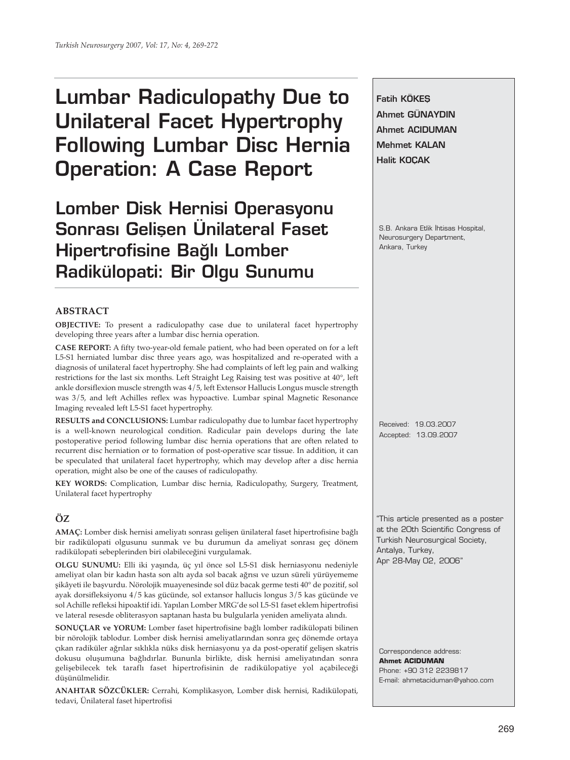# Lumbar Radiculopathy Due to Unilateral Facet Hypertrophy Following Lumbar Disc Hernia Operation: A Case Report

## Lomber Disk Hernisi Operasyonu Sonrası Gelişen Ünilateral Faset Hipertrofisine Bağlı Lomber Radikülopati: Bir Olgu Sunumu

**Fatih KÖKEŞ**
**Ahmet GÜNAYDIN**
**Ahmet ACIDUMAN**
**Mehmet KALAN**
**Halit KOÇAK**

S.B. Ankara Etlik İhtisas Hospital, Neurosurgery Department, Ankara, Turkey

### ABSTRACT

**OBJECTIVE:** To present a radiculopathy case due to unilateral facet hypertrophy developing three years after a lumbar disc hernia operation.

**CASE REPORT:** A fifty two-year-old female patient, who had been operated on for a left L5-S1 herniated lumbar disc three years ago, was hospitalized and re-operated with a diagnosis of unilateral facet hypertrophy. She had complaints of left leg pain and walking restrictions for the last six months. Left Straight Leg Raising test was positive at 40°, left ankle dorsiflexion muscle strength was 4/5, left Extensor Hallucis Longus muscle strength was 3/5, and left Achilles reflex was hypoactive. Lumbar spinal Magnetic Resonance Imaging revealed left L5-S1 facet hypertrophy.

**RESULTS and CONCLUSIONS:** Lumbar radiculopathy due to lumbar facet hypertrophy is a well-known neurological condition. Radicular pain develops during the late postoperative period following lumbar disc hernia operations that are often related to recurrent disc herniation or to formation of post-operative scar tissue. In addition, it can be speculated that unilateral facet hypertrophy, which may develop after a disc hernia operation, might also be one of the causes of radiculopathy.

**KEY WORDS:** Complication, Lumbar disc hernia, Radiculopathy, Surgery, Treatment, Unilateral facet hypertrophy

### ÖZ

**AMAÇ:** Lomber disk hernisi ameliyatı sonrası gelişen ünilateral faset hipertrofisine bağlı bir radikülopati olgusunu sunmak ve bu durumun da ameliyat sonrası geç dönem radikülopati sebeplerinden biri olabileceğini vurgulamak.

**OLGU SUNUMU:** Elli iki yaşında, üç yıl önce sol L5-S1 disk herniasyonu nedeniyle ameliyat olan bir kadın hasta son altı ayda sol bacak ağrısı ve uzun süreli yürüyememe şikâyeti ile başvurdu. Nörolojik muayenesinde sol düz bacak germe testi 40° de pozitif, sol ayak dorsifleksiyonu 4/5 kas gücünde, sol extansor hallucis longus 3/5 kas gücünde ve sol Achille refleksi hipoaktif idi. Yapılan Lomber MRG'de sol L5-S1 faset eklem hipertrofisi ve lateral resesde obliterasyon saptanan hasta bu bulgularla yeniden ameliyata alındı.

**SONUÇLAR ve YORUM:** Lomber faset hipertrofisine bağlı lomber radikülopati bilinen bir nörolojik tablodur. Lomber disk hernisi ameliyatlarından sonra geç dönemde ortaya çıkan radiküler ağrılar sıklıkla nüks disk herniasyonu ya da post-operatif gelişen skatris dokusu oluşumuna bağlıdırlar. Bununla birlikte, disk hernisi ameliyatından sonra gelişebilecek tek taraflı faset hipertrofisinin de radikülopatiye yol açabileceği düşünülmelidir.

**ANAHTAR SÖZCÜKLER:** Cerrahi, Komplikasyon, Lomber disk hernisi, Radikülopati, tedavi, Ünilateral faset hipertrofisi

Received: 19.03.2007
Accepted: 13.09.2007

"This article presented as a poster at the 20th Scientific Congress of Turkish Neurosurgical Society, Antalya, Turkey, Apr 28-May 02, 2006"

Correspondence address:
**Ahmet ACIDUMAN**
Phone: +90 312 2239817
E-mail: ahmetaciduman@yahoo.com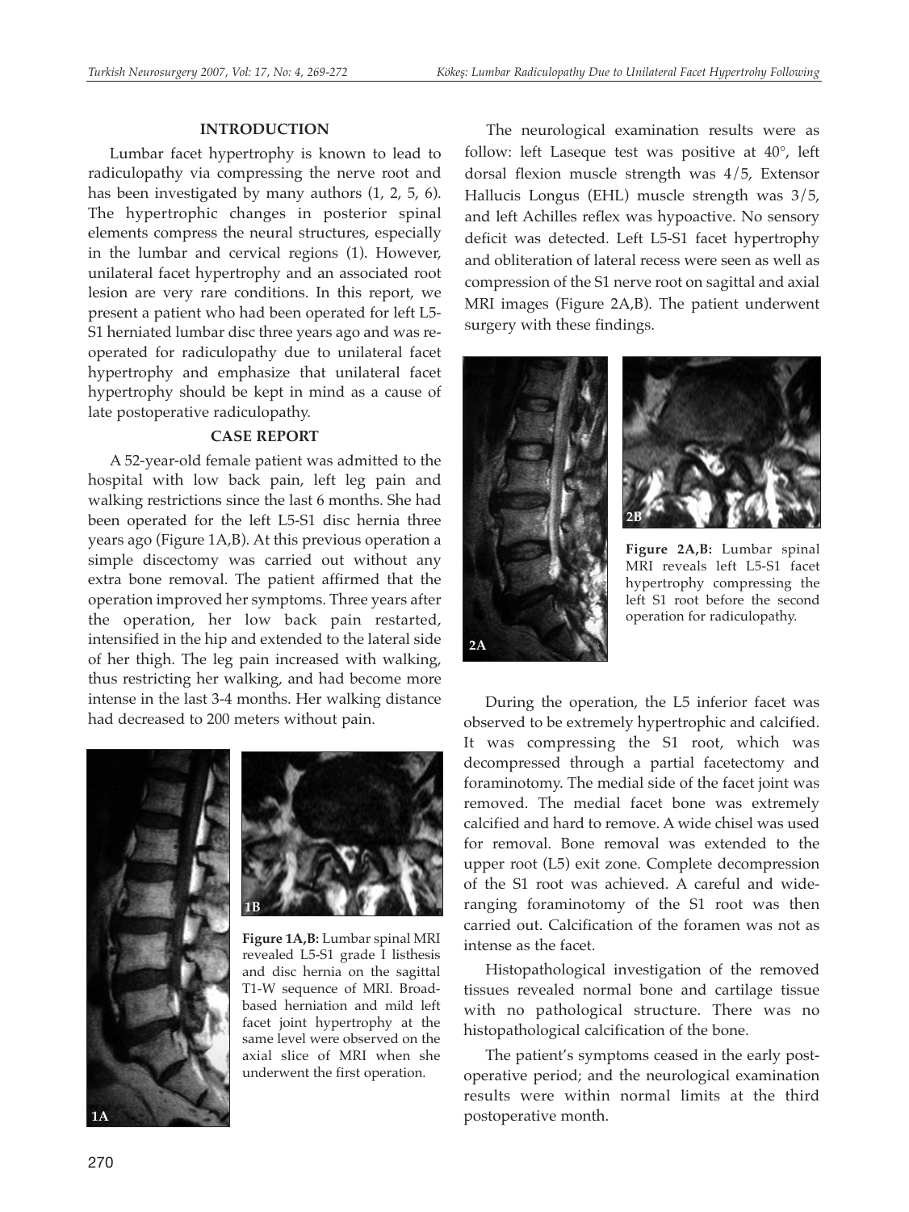## INTRODUCTION

Lumbar facet hypertrophy is known to lead to radiculopathy via compressing the nerve root and has been investigated by many authors (1, 2, 5, 6). The hypertrophic changes in posterior spinal elements compress the neural structures, especially in the lumbar and cervical regions (1). However, unilateral facet hypertrophy and an associated root lesion are very rare conditions. In this report, we present a patient who had been operated for left L5-S1 herniated lumbar disc three years ago and was re-operated for radiculopathy due to unilateral facet hypertrophy and emphasize that unilateral facet hypertrophy should be kept in mind as a cause of late postoperative radiculopathy.

## CASE REPORT

A 52-year-old female patient was admitted to the hospital with low back pain, left leg pain and walking restrictions since the last 6 months. She had been operated for the left L5-S1 disc hernia three years ago (Figure 1A,B). At this previous operation a simple discectomy was carried out without any extra bone removal. The patient affirmed that the operation improved her symptoms. Three years after the operation, her low back pain restarted, intensified in the hip and extended to the lateral side of her thigh. The leg pain increased with walking, thus restricting her walking, and had become more intense in the last 3-4 months. Her walking distance had decreased to 200 meters without pain.

**Figure 1A,B:** Lumbar spinal MRI revealed L5-S1 grade I listhesis and disc hernia on the sagittal T1-W sequence of MRI. Broad-based herniation and mild left facet joint hypertrophy at the same level were observed on the axial slice of MRI when she underwent the first operation.

The neurological examination results were as follow: left Laseque test was positive at 40°, left dorsal flexion muscle strength was 4/5, Extensor Hallucis Longus (EHL) muscle strength was 3/5, and left Achilles reflex was hypoactive. No sensory deficit was detected. Left L5-S1 facet hypertrophy and obliteration of lateral recess were seen as well as compression of the S1 nerve root on sagittal and axial MRI images (Figure 2A,B). The patient underwent surgery with these findings.

**Figure 2A,B:** Lumbar spinal MRI reveals left L5-S1 facet hypertrophy compressing the left S1 root before the second operation for radiculopathy.

During the operation, the L5 inferior facet was observed to be extremely hypertrophic and calcified. It was compressing the S1 root, which was decompressed through a partial facetectomy and foraminotomy. The medial side of the facet joint was removed. The medial facet bone was extremely calcified and hard to remove. A wide chisel was used for removal. Bone removal was extended to the upper root (L5) exit zone. Complete decompression of the S1 root was achieved. A careful and wide-ranging foraminotomy of the S1 root was then carried out. Calcification of the foramen was not as intense as the facet.

Histopathological investigation of the removed tissues revealed normal bone and cartilage tissue with no pathological structure. There was no histopathological calcification of the bone.

The patient's symptoms ceased in the early post-operative period; and the neurological examination results were within normal limits at the third postoperative month.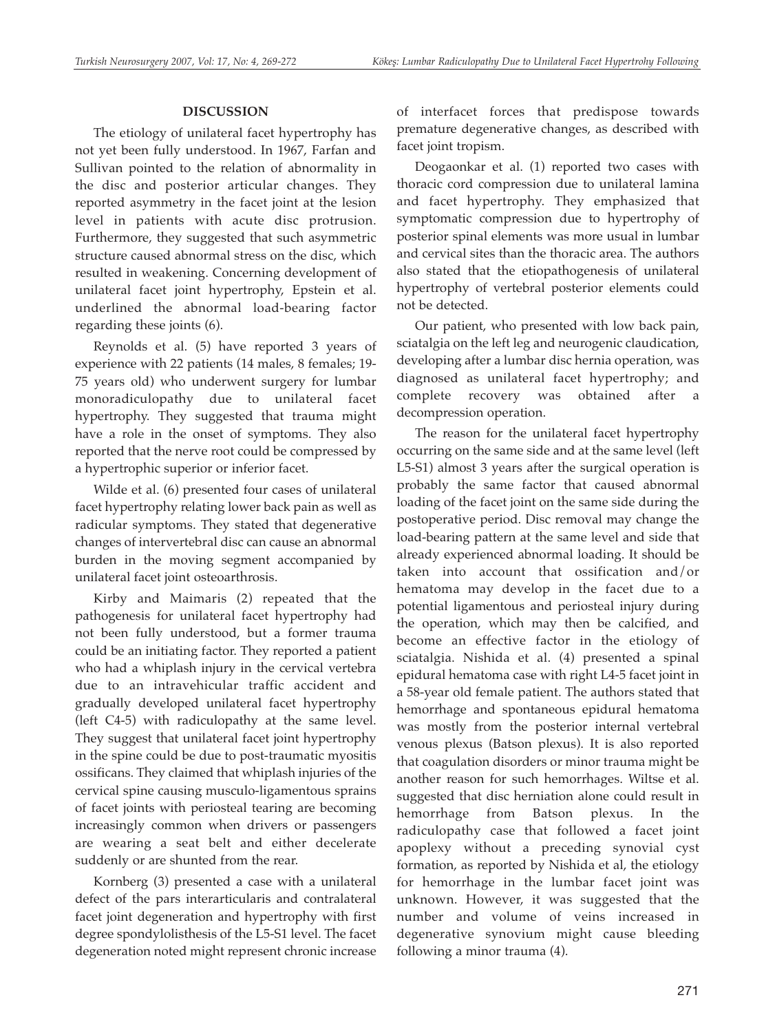## DISCUSSION

The etiology of unilateral facet hypertrophy has not yet been fully understood. In 1967, Farfan and Sullivan pointed to the relation of abnormality in the disc and posterior articular changes. They reported asymmetry in the facet joint at the lesion level in patients with acute disc protrusion. Furthermore, they suggested that such asymmetric structure caused abnormal stress on the disc, which resulted in weakening. Concerning development of unilateral facet joint hypertrophy, Epstein et al. underlined the abnormal load-bearing factor regarding these joints (6).

Reynolds et al. (5) have reported 3 years of experience with 22 patients (14 males, 8 females; 19-75 years old) who underwent surgery for lumbar monoradiculopathy due to unilateral facet hypertrophy. They suggested that trauma might have a role in the onset of symptoms. They also reported that the nerve root could be compressed by a hypertrophic superior or inferior facet.

Wilde et al. (6) presented four cases of unilateral facet hypertrophy relating lower back pain as well as radicular symptoms. They stated that degenerative changes of intervertebral disc can cause an abnormal burden in the moving segment accompanied by unilateral facet joint osteoarthrosis.

Kirby and Maimaris (2) repeated that the pathogenesis for unilateral facet hypertrophy had not been fully understood, but a former trauma could be an initiating factor. They reported a patient who had a whiplash injury in the cervical vertebra due to an intravehicular traffic accident and gradually developed unilateral facet hypertrophy (left C4-5) with radiculopathy at the same level. They suggest that unilateral facet joint hypertrophy in the spine could be due to post-traumatic myositis ossificans. They claimed that whiplash injuries of the cervical spine causing musculo-ligamentous sprains of facet joints with periosteal tearing are becoming increasingly common when drivers or passengers are wearing a seat belt and either decelerate suddenly or are shunted from the rear.

Kornberg (3) presented a case with a unilateral defect of the pars interarticularis and contralateral facet joint degeneration and hypertrophy with first degree spondylolisthesis of the L5-S1 level. The facet degeneration noted might represent chronic increase of interfacet forces that predispose towards premature degenerative changes, as described with facet joint tropism.

Deogaonkar et al. (1) reported two cases with thoracic cord compression due to unilateral lamina and facet hypertrophy. They emphasized that symptomatic compression due to hypertrophy of posterior spinal elements was more usual in lumbar and cervical sites than the thoracic area. The authors also stated that the etiopathogenesis of unilateral hypertrophy of vertebral posterior elements could not be detected.

Our patient, who presented with low back pain, sciatalgia on the left leg and neurogenic claudication, developing after a lumbar disc hernia operation, was diagnosed as unilateral facet hypertrophy; and complete recovery was obtained after a decompression operation.

The reason for the unilateral facet hypertrophy occurring on the same side and at the same level (left L5-S1) almost 3 years after the surgical operation is probably the same factor that caused abnormal loading of the facet joint on the same side during the postoperative period. Disc removal may change the load-bearing pattern at the same level and side that already experienced abnormal loading. It should be taken into account that ossification and/or hematoma may develop in the facet due to a potential ligamentous and periosteal injury during the operation, which may then be calcified, and become an effective factor in the etiology of sciatalgia. Nishida et al. (4) presented a spinal epidural hematoma case with right L4-5 facet joint in a 58-year old female patient. The authors stated that hemorrhage and spontaneous epidural hematoma was mostly from the posterior internal vertebral venous plexus (Batson plexus). It is also reported that coagulation disorders or minor trauma might be another reason for such hemorrhages. Wiltse et al. suggested that disc herniation alone could result in hemorrhage from Batson plexus. In the radiculopathy case that followed a facet joint apoplexy without a preceding synovial cyst formation, as reported by Nishida et al, the etiology for hemorrhage in the lumbar facet joint was unknown. However, it was suggested that the number and volume of veins increased in degenerative synovium might cause bleeding following a minor trauma (4).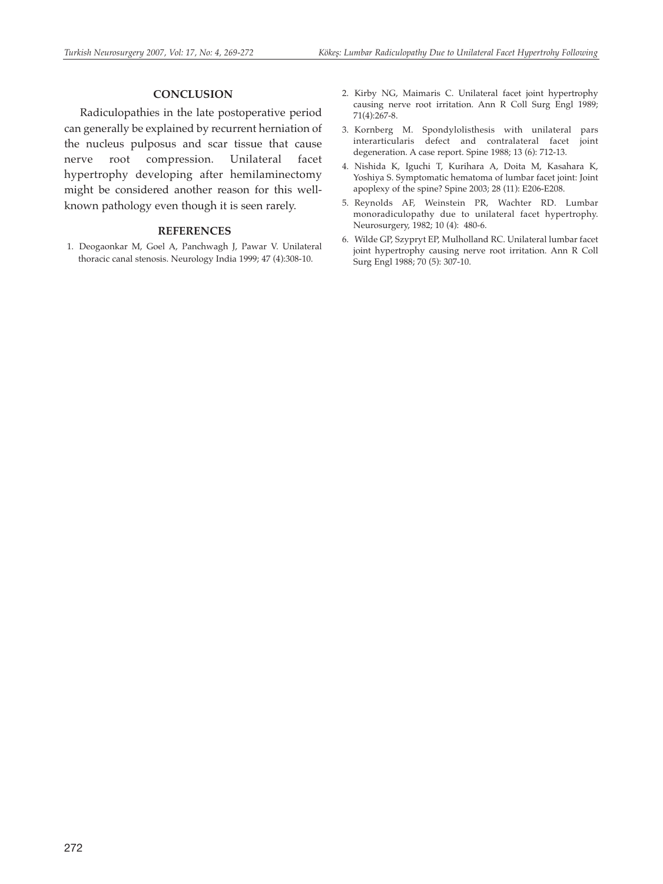## CONCLUSION

Radiculopathies in the late postoperative period can generally be explained by recurrent herniation of the nucleus pulposus and scar tissue that cause nerve root compression. Unilateral facet hypertrophy developing after hemilaminectomy might be considered another reason for this well-known pathology even though it is seen rarely.

## REFERENCES

1. Deogaonkar M, Goel A, Panchwagh J, Pawar V. Unilateral thoracic canal stenosis. Neurology India 1999; 47 (4):308-10.
2. Kirby NG, Maimaris C. Unilateral facet joint hypertrophy causing nerve root irritation. Ann R Coll Surg Engl 1989; 71(4):267-8.
3. Kornberg M. Spondylolisthesis with unilateral pars interarticularis defect and contralateral facet joint degeneration. A case report. Spine 1988; 13 (6): 712-13.
4. Nishida K, Iguchi T, Kurihara A, Doita M, Kasahara K, Yoshiya S. Symptomatic hematoma of lumbar facet joint: Joint apoplexy of the spine? Spine 2003; 28 (11): E206-E208.
5. Reynolds AF, Weinstein PR, Wachter RD. Lumbar monoradiculopathy due to unilateral facet hypertrophy. Neurosurgery, 1982; 10 (4): 480-6.
6. Wilde GP, Szypryt EP, Mulholland RC. Unilateral lumbar facet joint hypertrophy causing nerve root irritation. Ann R Coll Surg Engl 1988; 70 (5): 307-10.